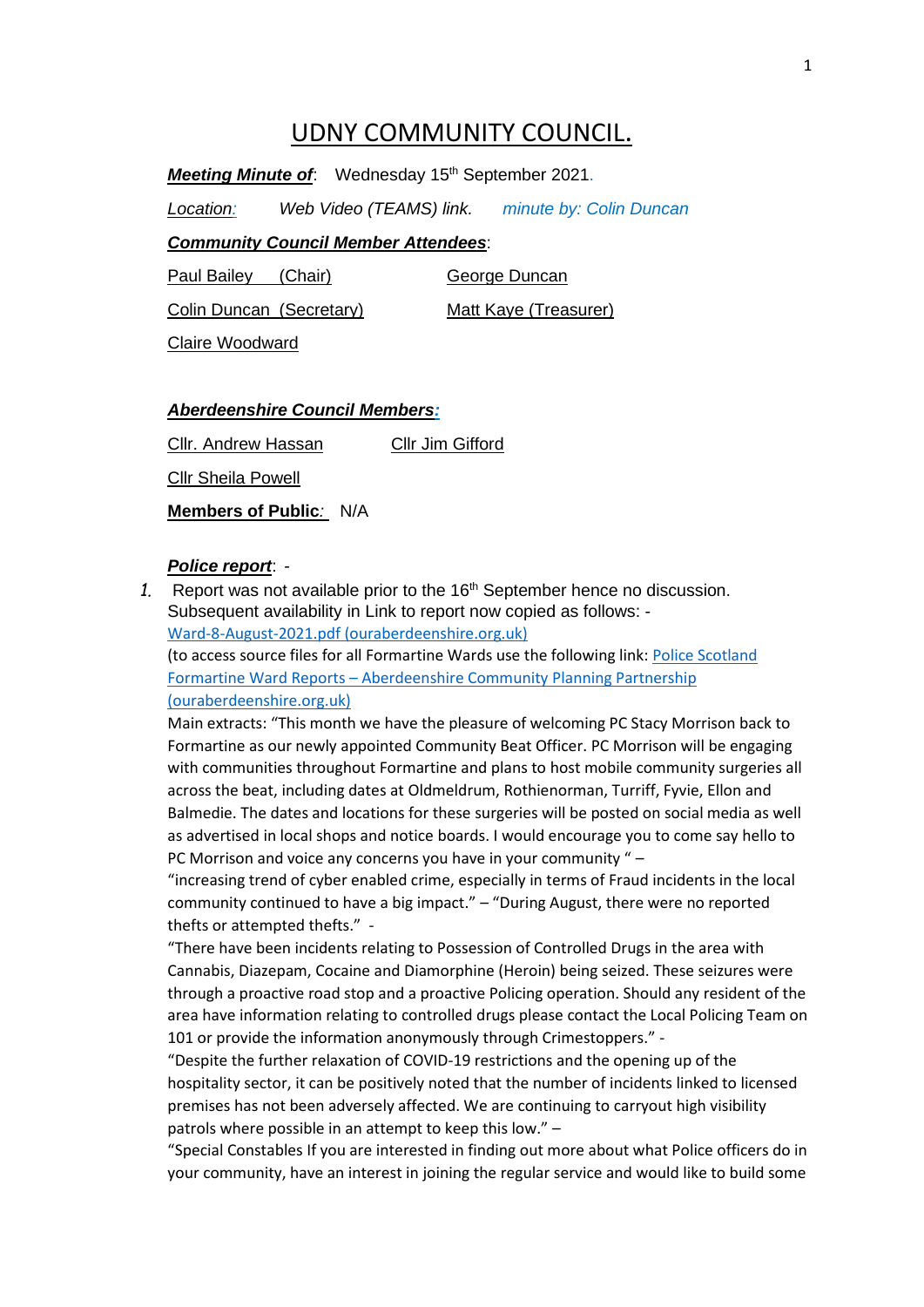# UDNY COMMUNITY COUNCIL.

***Meeting Minute of***: Wednesday 15th September 2021.

*Location:* *Web Video (TEAMS) link.* *minute by: Colin Duncan*

***Community Council Member Attendees***:

Paul Bailey (Chair) George Duncan

Colin Duncan (Secretary) Matt Kaye (Treasurer)

Claire Woodward

***Aberdeenshire Council Members:***

Cllr. Andrew Hassan Cllr Jim Gifford

Cllr Sheila Powell

**Members of Public**: N/A

***Police report***: -

1. Report was not available prior to the 16th September hence no discussion. Subsequent availability in Link to report now copied as follows: -
Ward-8-August-2021.pdf (ouraberdeenshire.org.uk)
(to access source files for all Formartine Wards use the following link: Police Scotland Formartine Ward Reports – Aberdeenshire Community Planning Partnership (ouraberdeenshire.org.uk)
Main extracts: "This month we have the pleasure of welcoming PC Stacy Morrison back to Formartine as our newly appointed Community Beat Officer. PC Morrison will be engaging with communities throughout Formartine and plans to host mobile community surgeries all across the beat, including dates at Oldmeldrum, Rothienorman, Turriff, Fyvie, Ellon and Balmedie. The dates and locations for these surgeries will be posted on social media as well as advertised in local shops and notice boards. I would encourage you to come say hello to PC Morrison and voice any concerns you have in your community " –
"increasing trend of cyber enabled crime, especially in terms of Fraud incidents in the local community continued to have a big impact." – "During August, there were no reported thefts or attempted thefts." -
"There have been incidents relating to Possession of Controlled Drugs in the area with Cannabis, Diazepam, Cocaine and Diamorphine (Heroin) being seized. These seizures were through a proactive road stop and a proactive Policing operation. Should any resident of the area have information relating to controlled drugs please contact the Local Policing Team on 101 or provide the information anonymously through Crimestoppers." -
"Despite the further relaxation of COVID-19 restrictions and the opening up of the hospitality sector, it can be positively noted that the number of incidents linked to licensed premises has not been adversely affected. We are continuing to carryout high visibility patrols where possible in an attempt to keep this low." –
"Special Constables If you are interested in finding out more about what Police officers do in your community, have an interest in joining the regular service and would like to build some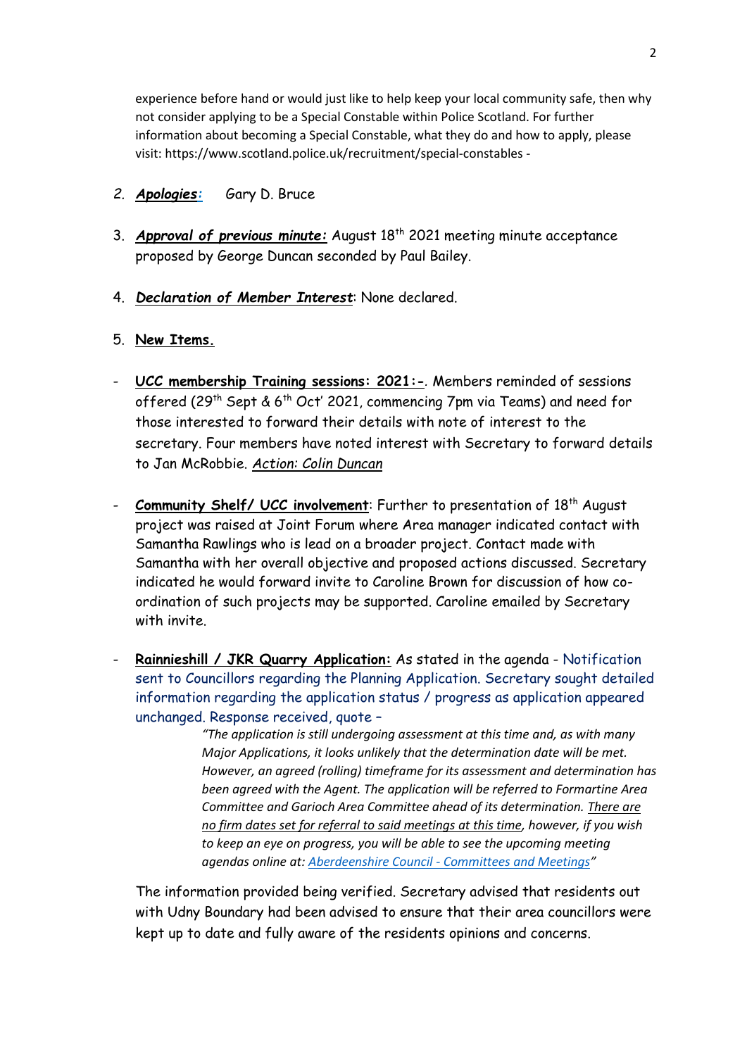experience before hand or would just like to help keep your local community safe, then why not consider applying to be a Special Constable within Police Scotland. For further information about becoming a Special Constable, what they do and how to apply, please visit: https://www.scotland.police.uk/recruitment/special-constables -

2. ***Apologies:*** Gary D. Bruce

3. ***Approval of previous minute:*** August 18th 2021 meeting minute acceptance proposed by George Duncan seconded by Paul Bailey.

4. ***Declaration of Member Interest***: None declared.

5. **New Items.**

- **UCC membership Training sessions: 2021:-**. Members reminded of sessions offered (29th Sept & 6th Oct' 2021, commencing 7pm via Teams) and need for those interested to forward their details with note of interest to the secretary. Four members have noted interest with Secretary to forward details to Jan McRobbie. *Action: Colin Duncan*

- **Community Shelf/ UCC involvement**: Further to presentation of 18th August project was raised at Joint Forum where Area manager indicated contact with Samantha Rawlings who is lead on a broader project. Contact made with Samantha with her overall objective and proposed actions discussed. Secretary indicated he would forward invite to Caroline Brown for discussion of how co-ordination of such projects may be supported. Caroline emailed by Secretary with invite.

- **Rainnieshill / JKR Quarry Application:** As stated in the agenda - Notification sent to Councillors regarding the Planning Application. Secretary sought detailed information regarding the application status / progress as application appeared unchanged. Response received, quote –

  > *"The application is still undergoing assessment at this time and, as with many Major Applications, it looks unlikely that the determination date will be met. However, an agreed (rolling) timeframe for its assessment and determination has been agreed with the Agent. The application will be referred to Formartine Area Committee and Garioch Area Committee ahead of its determination. There are no firm dates set for referral to said meetings at this time, however, if you wish to keep an eye on progress, you will be able to see the upcoming meeting agendas online at: Aberdeenshire Council - Committees and Meetings"*

  The information provided being verified. Secretary advised that residents out with Udny Boundary had been advised to ensure that their area councillors were kept up to date and fully aware of the residents opinions and concerns.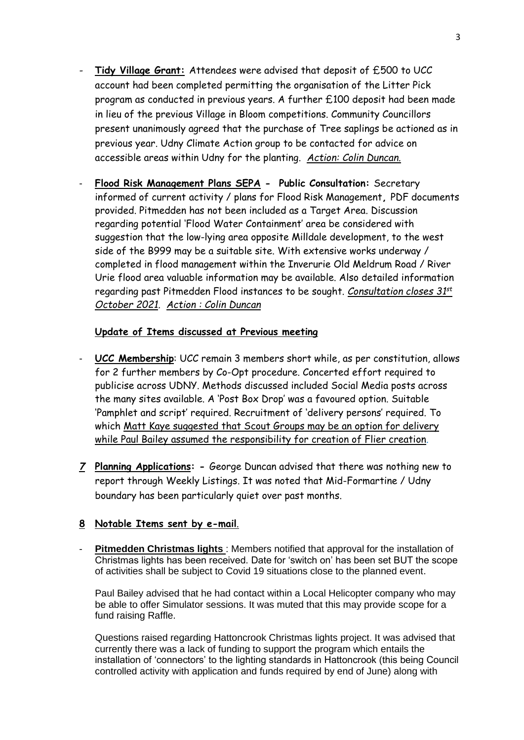- **Tidy Village Grant:** Attendees were advised that deposit of £500 to UCC account had been completed permitting the organisation of the Litter Pick program as conducted in previous years. A further £100 deposit had been made in lieu of the previous Village in Bloom competitions. Community Councillors present unanimously agreed that the purchase of Tree saplings be actioned as in previous year. Udny Climate Action group to be contacted for advice on accessible areas within Udny for the planting. *Action: Colin Duncan.*

- **Flood Risk Management Plans SEPA - Public Consultation:** Secretary informed of current activity / plans for Flood Risk Management**,** PDF documents provided. Pitmedden has not been included as a Target Area. Discussion regarding potential 'Flood Water Containment' area be considered with suggestion that the low-lying area opposite Milldale development, to the west side of the B999 may be a suitable site. With extensive works underway / completed in flood management within the Inverurie Old Meldrum Road / River Urie flood area valuable information may be available. Also detailed information regarding past Pitmedden Flood instances to be sought. *Consultation closes 31st October 2021. Action : Colin Duncan*

**Update of Items discussed at Previous meeting**

- **UCC Membership**: UCC remain 3 members short while, as per constitution, allows for 2 further members by Co-Opt procedure. Concerted effort required to publicise across UDNY. Methods discussed included Social Media posts across the many sites available. A 'Post Box Drop' was a favoured option. Suitable 'Pamphlet and script' required. Recruitment of 'delivery persons' required. To which Matt Kaye suggested that Scout Groups may be an option for delivery while Paul Bailey assumed the responsibility for creation of Flier creation.

*7* **Planning Applications: -** George Duncan advised that there was nothing new to report through Weekly Listings. It was noted that Mid-Formartine / Udny boundary has been particularly quiet over past months.

**8 Notable Items sent by e-mail**.

- **Pitmedden Christmas lights** : Members notified that approval for the installation of Christmas lights has been received. Date for 'switch on' has been set BUT the scope of activities shall be subject to Covid 19 situations close to the planned event.

  Paul Bailey advised that he had contact within a Local Helicopter company who may be able to offer Simulator sessions. It was muted that this may provide scope for a fund raising Raffle.

  Questions raised regarding Hattoncrook Christmas lights project. It was advised that currently there was a lack of funding to support the program which entails the installation of 'connectors' to the lighting standards in Hattoncrook (this being Council controlled activity with application and funds required by end of June) along with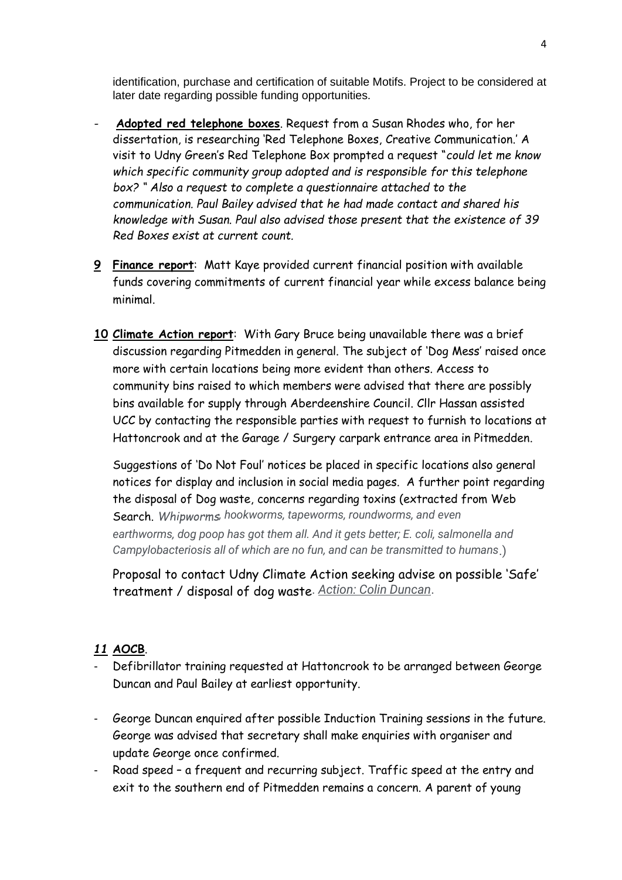identification, purchase and certification of suitable Motifs. Project to be considered at later date regarding possible funding opportunities.

- **Adopted red telephone boxes**. Request from a Susan Rhodes who, for her dissertation, is researching 'Red Telephone Boxes, Creative Communication.' A visit to Udny Green's Red Telephone Box prompted a request "*could let me know which specific community group adopted and is responsible for this telephone box?* " *Also a request to complete a questionnaire attached to the communication. Paul Bailey advised that he had made contact and shared his knowledge with Susan. Paul also advised those present that the existence of 39 Red Boxes exist at current count.*

**9** **Finance report**: Matt Kaye provided current financial position with available funds covering commitments of current financial year while excess balance being minimal.

**10** **Climate Action report**: With Gary Bruce being unavailable there was a brief discussion regarding Pitmedden in general. The subject of 'Dog Mess' raised once more with certain locations being more evident than others. Access to community bins raised to which members were advised that there are possibly bins available for supply through Aberdeenshire Council. Cllr Hassan assisted UCC by contacting the responsible parties with request to furnish to locations at Hattoncrook and at the Garage / Surgery carpark entrance area in Pitmedden.

Suggestions of 'Do Not Foul' notices be placed in specific locations also general notices for display and inclusion in social media pages. A further point regarding the disposal of Dog waste, concerns regarding toxins (extracted from Web Search. *Whipworms, hookworms, tapeworms, roundworms, and even earthworms, dog poop has got them all. And it gets better; E. coli, salmonella and Campylobacteriosis all of which are no fun, and can be transmitted to humans*.)

Proposal to contact Udny Climate Action seeking advise on possible 'Safe' treatment / disposal of dog waste. *Action: Colin Duncan*.

***11*** **AOCB**.

- Defibrillator training requested at Hattoncrook to be arranged between George Duncan and Paul Bailey at earliest opportunity.
- George Duncan enquired after possible Induction Training sessions in the future. George was advised that secretary shall make enquiries with organiser and update George once confirmed.
- Road speed – a frequent and recurring subject. Traffic speed at the entry and exit to the southern end of Pitmedden remains a concern. A parent of young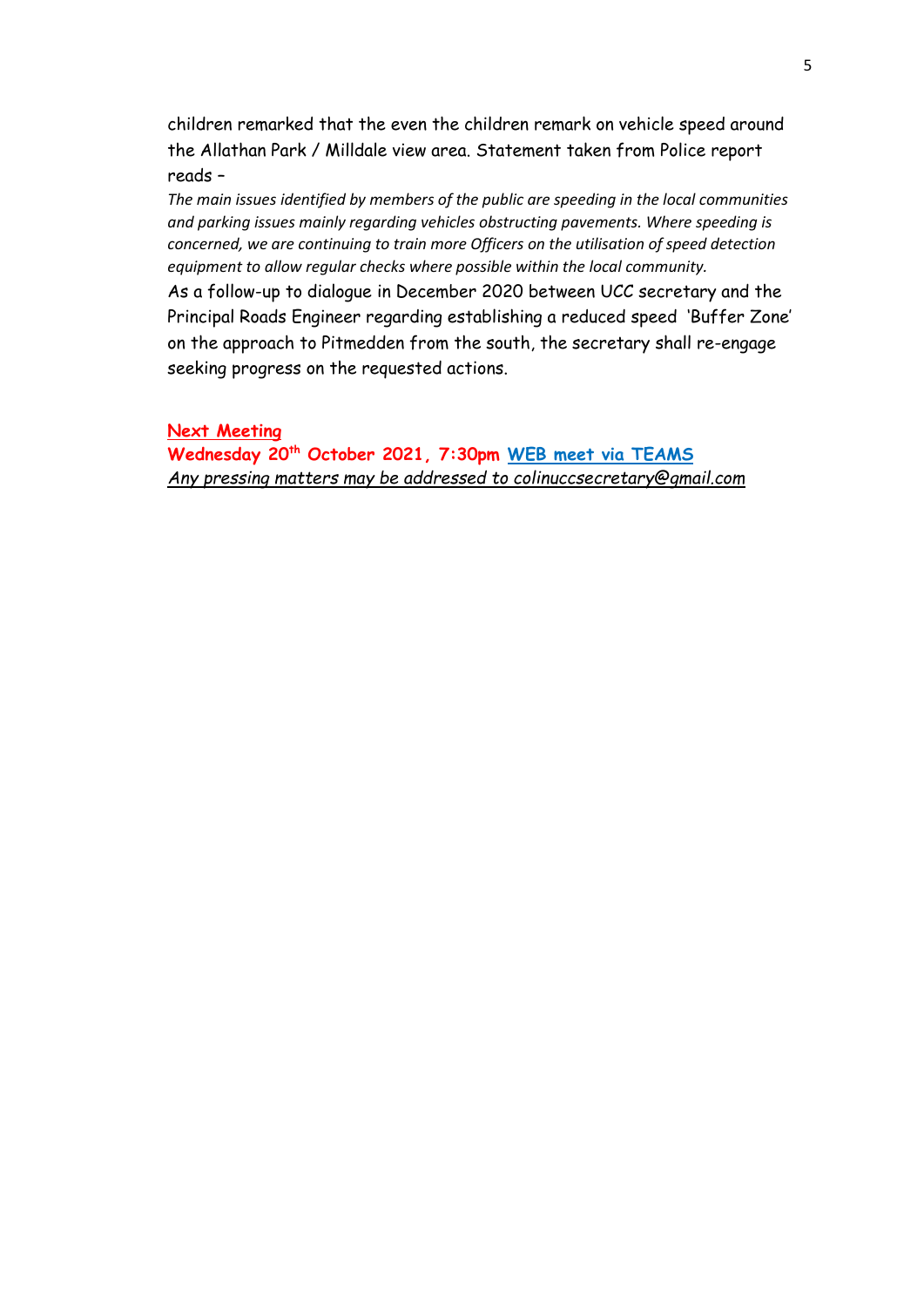children remarked that the even the children remark on vehicle speed around the Allathan Park / Milldale view area. Statement taken from Police report reads –

*The main issues identified by members of the public are speeding in the local communities and parking issues mainly regarding vehicles obstructing pavements. Where speeding is concerned, we are continuing to train more Officers on the utilisation of speed detection equipment to allow regular checks where possible within the local community.*

As a follow-up to dialogue in December 2020 between UCC secretary and the Principal Roads Engineer regarding establishing a reduced speed 'Buffer Zone' on the approach to Pitmedden from the south, the secretary shall re-engage seeking progress on the requested actions.

**Next Meeting**

**Wednesday 20th October 2021, 7:30pm WEB meet via TEAMS**

*Any pressing matters may be addressed to colinuccsecretary@gmail.com*